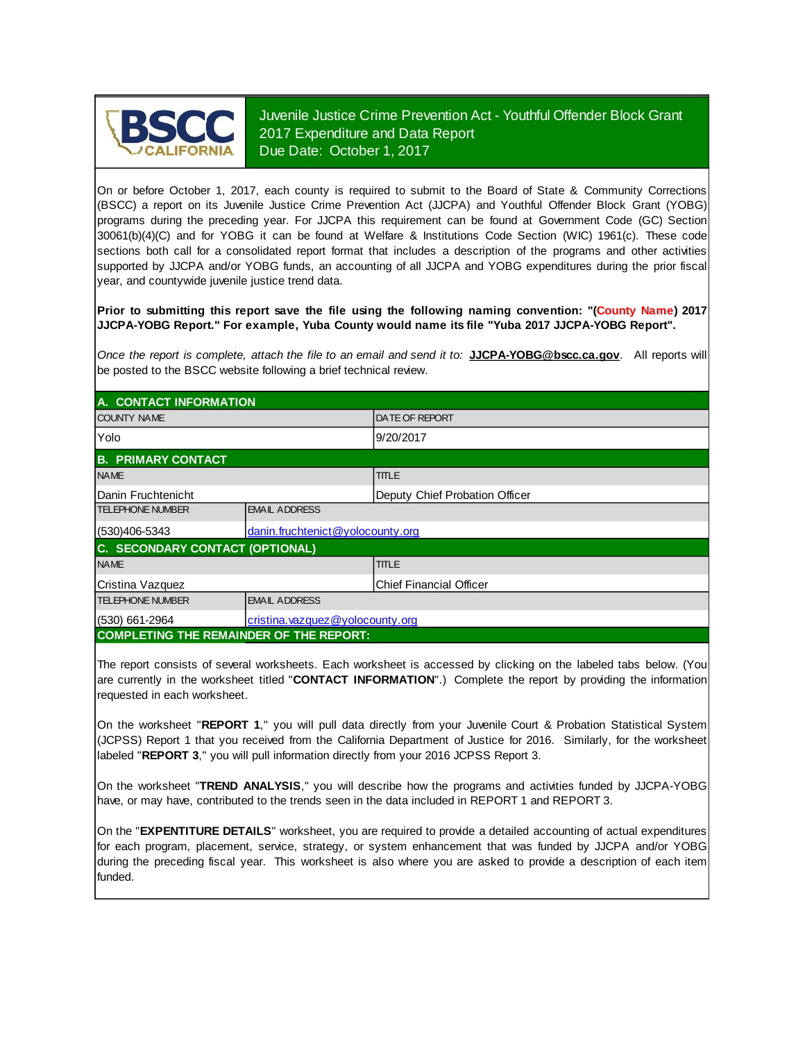# Juvenile Justice Crime Prevention Act - Youthful Offender Block Grant
## 2017 Expenditure and Data Report
## Due Date: October 1, 2017

On or before October 1, 2017, each county is required to submit to the Board of State & Community Corrections (BSCC) a report on its Juvenile Justice Crime Prevention Act (JJCPA) and Youthful Offender Block Grant (YOBG) programs during the preceding year. For JJCPA this requirement can be found at Government Code (GC) Section 30061(b)(4)(C) and for YOBG it can be found at Welfare & Institutions Code Section (WIC) 1961(c). These code sections both call for a consolidated report format that includes a description of the programs and other activities supported by JJCPA and/or YOBG funds, an accounting of all JJCPA and YOBG expenditures during the prior fiscal year, and countywide juvenile justice trend data.

**Prior to submitting this report save the file using the following naming convention: "(County Name) 2017 JJCPA-YOBG Report." For example, Yuba County would name its file "Yuba 2017 JJCPA-YOBG Report".**

*Once the report is complete, attach the file to an email and send it to:* **JJCPA-YOBG@bscc.ca.gov**. All reports will be posted to the BSCC website following a brief technical review.

## A. CONTACT INFORMATION

| COUNTY NAME | DATE OF REPORT |
|---|---|
| Yolo | 9/20/2017 |

## B. PRIMARY CONTACT

| NAME | TITLE |
|---|---|
| Danin Fruchtenicht | Deputy Chief Probation Officer |
| **TELEPHONE NUMBER** | **EMAIL ADDRESS** |
| (530)406-5343 | danin.fruchtenicht@yolocounty.org |

## C. SECONDARY CONTACT (OPTIONAL)

| NAME | TITLE |
|---|---|
| Cristina Vazquez | Chief Financial Officer |
| **TELEPHONE NUMBER** | **EMAIL ADDRESS** |
| (530) 661-2964 | cristina.vazquez@yolocounty.org |

## COMPLETING THE REMAINDER OF THE REPORT:

The report consists of several worksheets. Each worksheet is accessed by clicking on the labeled tabs below. (You are currently in the worksheet titled "**CONTACT INFORMATION**".) Complete the report by providing the information requested in each worksheet.

On the worksheet "**REPORT 1**," you will pull data directly from your Juvenile Court & Probation Statistical System (JCPSS) Report 1 that you received from the California Department of Justice for 2016. Similarly, for the worksheet labeled "**REPORT 3**," you will pull information directly from your 2016 JCPSS Report 3.

On the worksheet "**TREND ANALYSIS**," you will describe how the programs and activities funded by JJCPA-YOBG have, or may have, contributed to the trends seen in the data included in REPORT 1 and REPORT 3.

On the "**EXPENTITURE DETAILS**" worksheet, you are required to provide a detailed accounting of actual expenditures for each program, placement, service, strategy, or system enhancement that was funded by JJCPA and/or YOBG during the preceding fiscal year. This worksheet is also where you are asked to provide a description of each item funded.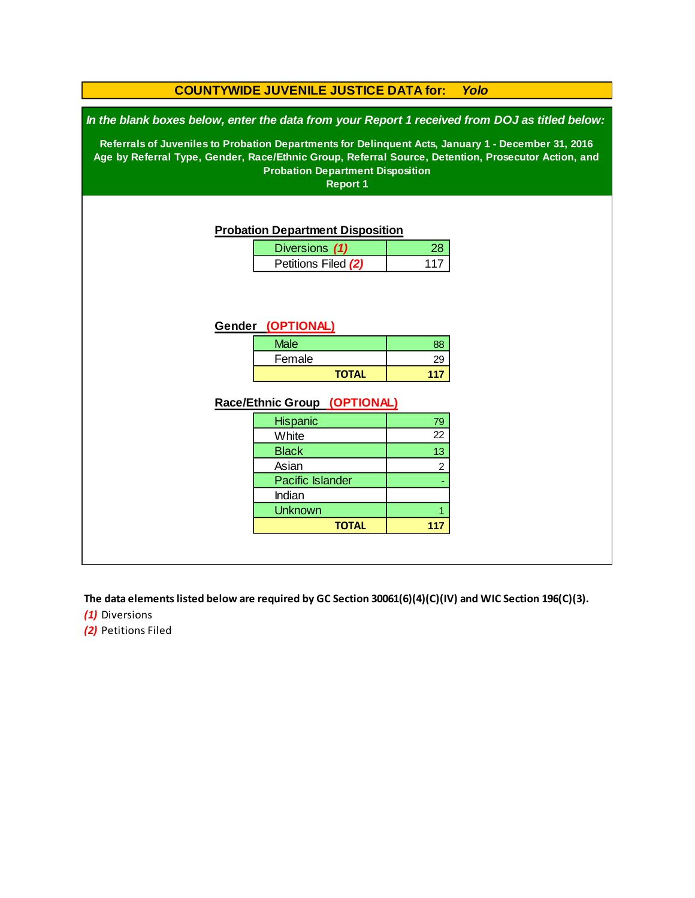## COUNTYWIDE JUVENILE JUSTICE DATA for: *Yolo*

***In the blank boxes below, enter the data from your Report 1 received from DOJ as titled below:***

**Referrals of Juveniles to Probation Departments for Delinquent Acts, January 1 - December 31, 2016**
**Age by Referral Type, Gender, Race/Ethnic Group, Referral Source, Detention, Prosecutor Action, and Probation Department Disposition**
**Report 1**

### Probation Department Disposition

| | |
|---|---|
| Diversions ***(1)*** | 28 |
| Petitions Filed ***(2)*** | 117 |

### Gender (OPTIONAL)

| | |
|---|---|
| Male | 88 |
| Female | 29 |
| **TOTAL** | **117** |

### Race/Ethnic Group (OPTIONAL)

| | |
|---|---|
| Hispanic | 79 |
| White | 22 |
| Black | 13 |
| Asian | 2 |
| Pacific Islander | - |
| Indian | |
| Unknown | 1 |
| **TOTAL** | **117** |

**The data elements listed below are required by GC Section 30061(6)(4)(C)(IV) and WIC Section 196(C)(3).**

***(1)*** Diversions
***(2)*** Petitions Filed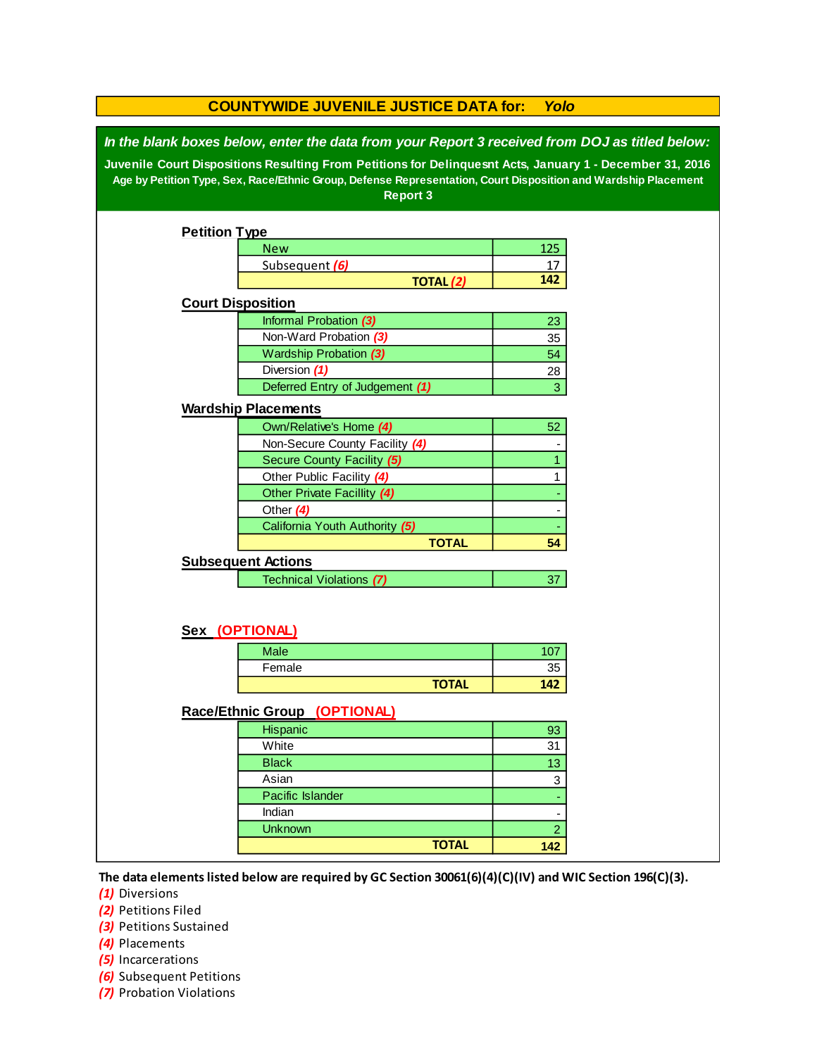# COUNTYWIDE JUVENILE JUSTICE DATA for: *Yolo*

***In the blank boxes below, enter the data from your Report 3 received from DOJ as titled below:***

**Juvenile Court Dispositions Resulting From Petitions for Delinquesnt Acts, January 1 - December 31, 2016**
**Age by Petition Type, Sex, Race/Ethnic Group, Defense Representation, Court Disposition and Wardship Placement**
**Report 3**

## Petition Type

| | |
|---|---|
| New | 125 |
| Subsequent *(6)* | 17 |
| **TOTAL *(2)*** | **142** |

## Court Disposition

| | |
|---|---|
| Informal Probation *(3)* | 23 |
| Non-Ward Probation *(3)* | 35 |
| Wardship Probation *(3)* | 54 |
| Diversion *(1)* | 28 |
| Deferred Entry of Judgement *(1)* | 3 |

## Wardship Placements

| | |
|---|---|
| Own/Relative's Home *(4)* | 52 |
| Non-Secure County Facility *(4)* | - |
| Secure County Facility *(5)* | 1 |
| Other Public Facility *(4)* | 1 |
| Other Private Facillity *(4)* | - |
| Other *(4)* | - |
| California Youth Authority *(5)* | - |
| **TOTAL** | **54** |

## Subsequent Actions

| | |
|---|---|
| Technical Violations *(7)* | 37 |

## Sex (OPTIONAL)

| | |
|---|---|
| Male | 107 |
| Female | 35 |
| **TOTAL** | **142** |

## Race/Ethnic Group (OPTIONAL)

| | |
|---|---|
| Hispanic | 93 |
| White | 31 |
| Black | 13 |
| Asian | 3 |
| Pacific Islander | - |
| Indian | - |
| Unknown | 2 |
| **TOTAL** | **142** |

**The data elements listed below are required by GC Section 30061(6)(4)(C)(IV) and WIC Section 196(C)(3).**

*(1)* Diversions
*(2)* Petitions Filed
*(3)* Petitions Sustained
*(4)* Placements
*(5)* Incarcerations
*(6)* Subsequent Petitions
*(7)* Probation Violations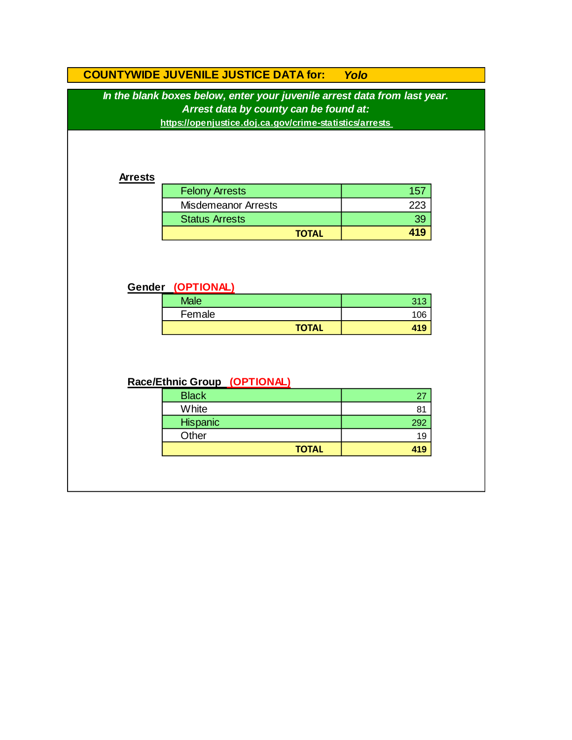## COUNTYWIDE JUVENILE JUSTICE DATA for: *Yolo*

***In the blank boxes below, enter your juvenile arrest data from last year.***
***Arrest data by county can be found at:***
**https://openjustice.doj.ca.gov/crime-statistics/arrests**

### Arrests

| | |
|---|---|
| Felony Arrests | 157 |
| Misdemeanor Arrests | 223 |
| Status Arrests | 39 |
| **TOTAL** | **419** |

### Gender (OPTIONAL)

| | |
|---|---|
| Male | 313 |
| Female | 106 |
| **TOTAL** | **419** |

### Race/Ethnic Group (OPTIONAL)

| | |
|---|---|
| Black | 27 |
| White | 81 |
| Hispanic | 292 |
| Other | 19 |
| **TOTAL** | **419** |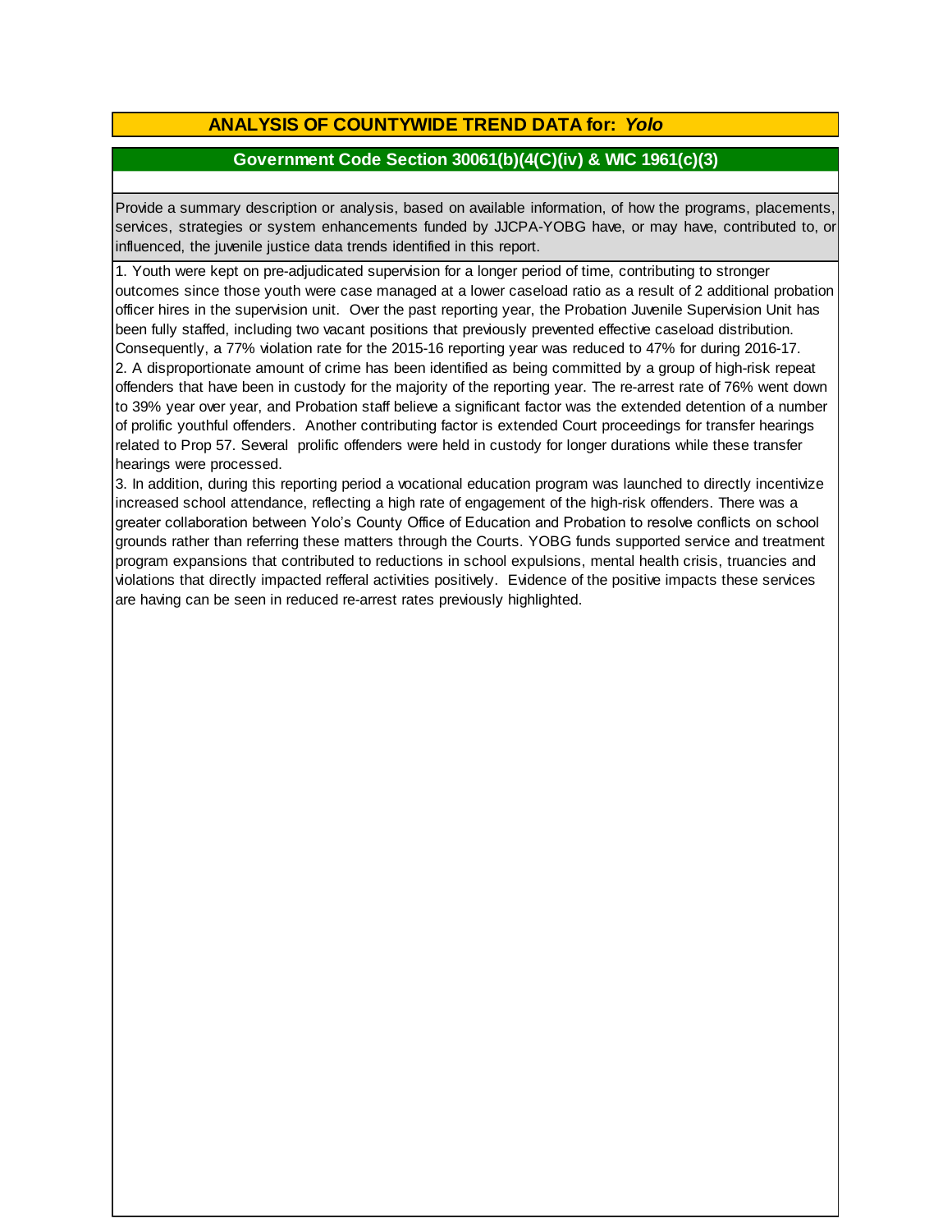## ANALYSIS OF COUNTYWIDE TREND DATA for: *Yolo*

### Government Code Section 30061(b)(4(C)(iv) & WIC 1961(c)(3)

Provide a summary description or analysis, based on available information, of how the programs, placements, services, strategies or system enhancements funded by JJCPA-YOBG have, or may have, contributed to, or influenced, the juvenile justice data trends identified in this report.

1. Youth were kept on pre-adjudicated supervision for a longer period of time, contributing to stronger outcomes since those youth were case managed at a lower caseload ratio as a result of 2 additional probation officer hires in the supervision unit. Over the past reporting year, the Probation Juvenile Supervision Unit has been fully staffed, including two vacant positions that previously prevented effective caseload distribution. Consequently, a 77% violation rate for the 2015-16 reporting year was reduced to 47% for during 2016-17.
2. A disproportionate amount of crime has been identified as being committed by a group of high-risk repeat offenders that have been in custody for the majority of the reporting year. The re-arrest rate of 76% went down to 39% year over year, and Probation staff believe a significant factor was the extended detention of a number of prolific youthful offenders. Another contributing factor is extended Court proceedings for transfer hearings related to Prop 57. Several prolific offenders were held in custody for longer durations while these transfer hearings were processed.
3. In addition, during this reporting period a vocational education program was launched to directly incentivize increased school attendance, reflecting a high rate of engagement of the high-risk offenders. There was a greater collaboration between Yolo's County Office of Education and Probation to resolve conflicts on school grounds rather than referring these matters through the Courts. YOBG funds supported service and treatment program expansions that contributed to reductions in school expulsions, mental health crisis, truancies and violations that directly impacted refferal activities positively. Evidence of the positive impacts these services are having can be seen in reduced re-arrest rates previously highlighted.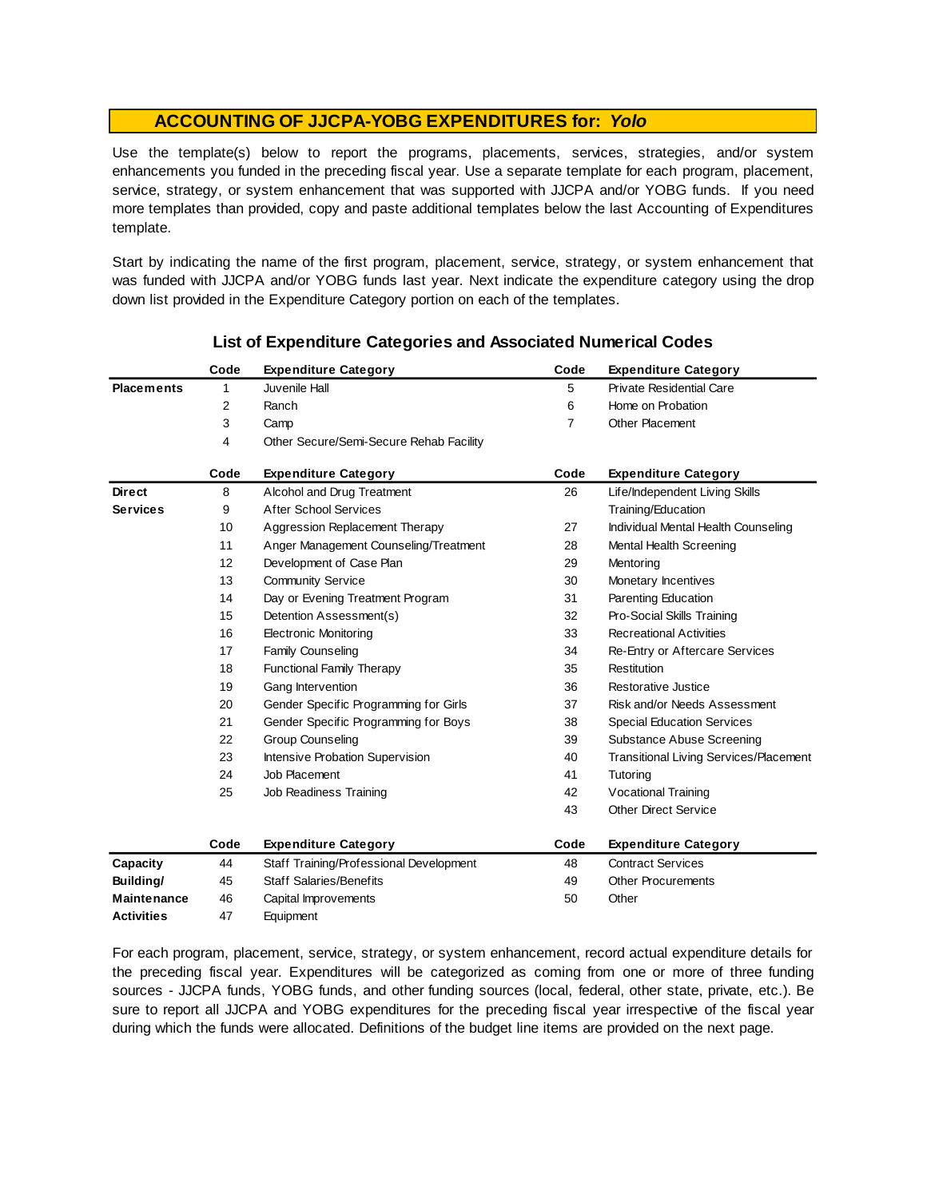## ACCOUNTING OF JJCPA-YOBG EXPENDITURES for: *Yolo*

Use the template(s) below to report the programs, placements, services, strategies, and/or system enhancements you funded in the preceding fiscal year. Use a separate template for each program, placement, service, strategy, or system enhancement that was supported with JJCPA and/or YOBG funds. If you need more templates than provided, copy and paste additional templates below the last Accounting of Expenditures template.

Start by indicating the name of the first program, placement, service, strategy, or system enhancement that was funded with JJCPA and/or YOBG funds last year. Next indicate the expenditure category using the drop down list provided in the Expenditure Category portion on each of the templates.

### List of Expenditure Categories and Associated Numerical Codes

| | Code | Expenditure Category | Code | Expenditure Category |
|---|---|---|---|---|
| **Placements** | 1 | Juvenile Hall | 5 | Private Residential Care |
| | 2 | Ranch | 6 | Home on Probation |
| | 3 | Camp | 7 | Other Placement |
| | 4 | Other Secure/Semi-Secure Rehab Facility | | |

| | Code | Expenditure Category | Code | Expenditure Category |
|---|---|---|---|---|
| **Direct Services** | 8 | Alcohol and Drug Treatment | 26 | Life/Independent Living Skills Training/Education |
| | 9 | After School Services | 27 | Individual Mental Health Counseling |
| | 10 | Aggression Replacement Therapy | 28 | Mental Health Screening |
| | 11 | Anger Management Counseling/Treatment | 29 | Mentoring |
| | 12 | Development of Case Plan | 30 | Monetary Incentives |
| | 13 | Community Service | 31 | Parenting Education |
| | 14 | Day or Evening Treatment Program | 32 | Pro-Social Skills Training |
| | 15 | Detention Assessment(s) | 33 | Recreational Activities |
| | 16 | Electronic Monitoring | 34 | Re-Entry or Aftercare Services |
| | 17 | Family Counseling | 35 | Restitution |
| | 18 | Functional Family Therapy | 36 | Restorative Justice |
| | 19 | Gang Intervention | 37 | Risk and/or Needs Assessment |
| | 20 | Gender Specific Programming for Girls | 38 | Special Education Services |
| | 21 | Gender Specific Programming for Boys | 39 | Substance Abuse Screening |
| | 22 | Group Counseling | 40 | Transitional Living Services/Placement |
| | 23 | Intensive Probation Supervision | 41 | Tutoring |
| | 24 | Job Placement | 42 | Vocational Training |
| | 25 | Job Readiness Training | 43 | Other Direct Service |

| | Code | Expenditure Category | Code | Expenditure Category |
|---|---|---|---|---|
| **Capacity Building/ Maintenance Activities** | 44 | Staff Training/Professional Development | 48 | Contract Services |
| | 45 | Staff Salaries/Benefits | 49 | Other Procurements |
| | 46 | Capital Improvements | 50 | Other |
| | 47 | Equipment | | |

For each program, placement, service, strategy, or system enhancement, record actual expenditure details for the preceding fiscal year. Expenditures will be categorized as coming from one or more of three funding sources - JJCPA funds, YOBG funds, and other funding sources (local, federal, other state, private, etc.). Be sure to report all JJCPA and YOBG expenditures for the preceding fiscal year irrespective of the fiscal year during which the funds were allocated. Definitions of the budget line items are provided on the next page.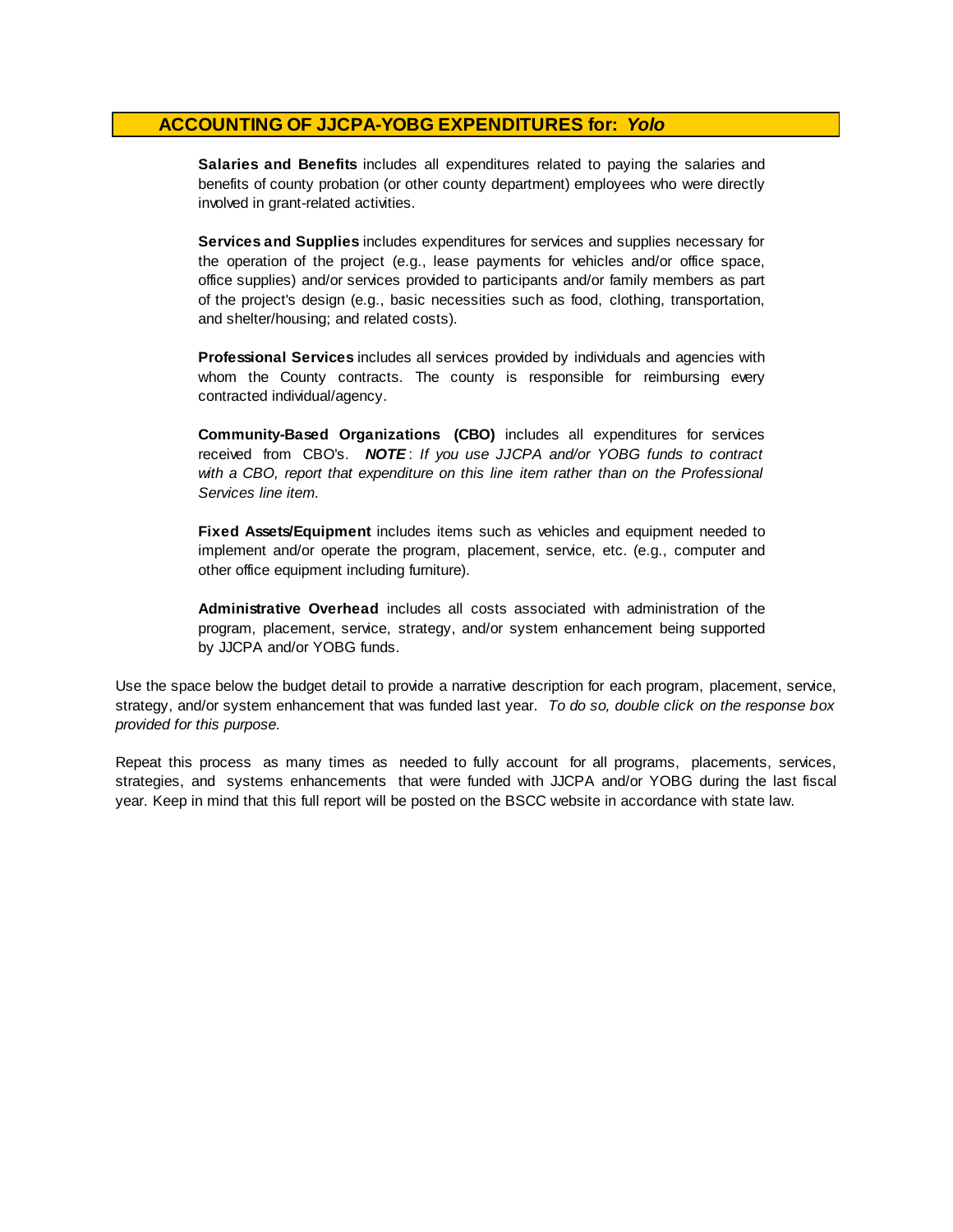## ACCOUNTING OF JJCPA-YOBG EXPENDITURES for: *Yolo*

**Salaries and Benefits** includes all expenditures related to paying the salaries and benefits of county probation (or other county department) employees who were directly involved in grant-related activities.

**Services and Supplies** includes expenditures for services and supplies necessary for the operation of the project (e.g., lease payments for vehicles and/or office space, office supplies) and/or services provided to participants and/or family members as part of the project's design (e.g., basic necessities such as food, clothing, transportation, and shelter/housing; and related costs).

**Professional Services** includes all services provided by individuals and agencies with whom the County contracts. The county is responsible for reimbursing every contracted individual/agency.

**Community-Based Organizations (CBO)** includes all expenditures for services received from CBO's. ***NOTE*** : *If you use JJCPA and/or YOBG funds to contract with a CBO, report that expenditure on this line item rather than on the Professional Services line item.*

**Fixed Assets/Equipment** includes items such as vehicles and equipment needed to implement and/or operate the program, placement, service, etc. (e.g., computer and other office equipment including furniture).

**Administrative Overhead** includes all costs associated with administration of the program, placement, service, strategy, and/or system enhancement being supported by JJCPA and/or YOBG funds.

Use the space below the budget detail to provide a narrative description for each program, placement, service, strategy, and/or system enhancement that was funded last year. *To do so, double click on the response box provided for this purpose.*

Repeat this process as many times as needed to fully account for all programs, placements, services, strategies, and systems enhancements that were funded with JJCPA and/or YOBG during the last fiscal year. Keep in mind that this full report will be posted on the BSCC website in accordance with state law.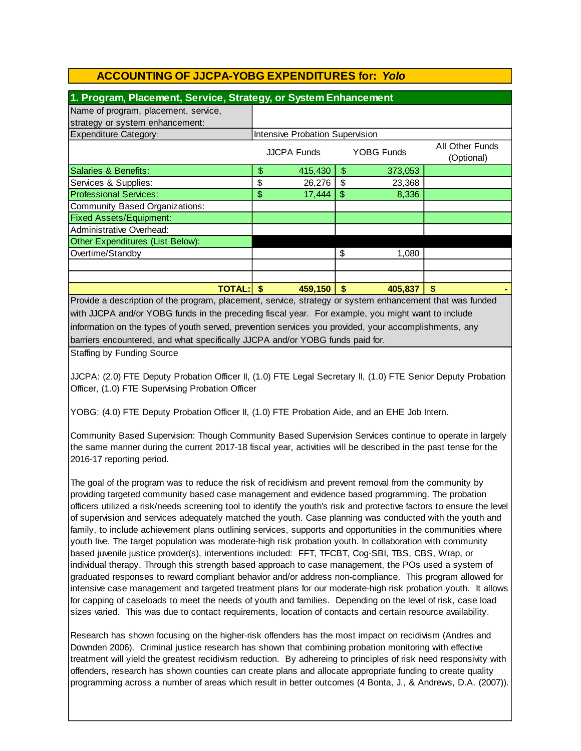## ACCOUNTING OF JJCPA-YOBG EXPENDITURES for: *Yolo*

### 1. Program, Placement, Service, Strategy, or System Enhancement

| Name of program, placement, service, strategy or system enhancement: | | | |
|---|---|---|---|
| Expenditure Category: | Intensive Probation Supervision | | |
| | JJCPA Funds | YOBG Funds | All Other Funds (Optional) |
| Salaries & Benefits: | $ 415,430 | $ 373,053 | |
| Services & Supplies: | $ 26,276 | $ 23,368 | |
| Professional Services: | $ 17,444 | $ 8,336 | |
| Community Based Organizations: | | | |
| Fixed Assets/Equipment: | | | |
| Administrative Overhead: | | | |
| Other Expenditures (List Below): | | | |
| Overtime/Standby | | $ 1,080 | |
| | | | |
| | | | |
| **TOTAL:** | **$ 459,150** | **$ 405,837** | **$ -** |

Provide a description of the program, placement, service, strategy or system enhancement that was funded with JJCPA and/or YOBG funds in the preceding fiscal year. For example, you might want to include information on the types of youth served, prevention services you provided, your accomplishments, any barriers encountered, and what specifically JJCPA and/or YOBG funds paid for.

Staffing by Funding Source

JJCPA: (2.0) FTE Deputy Probation Officer II, (1.0) FTE Legal Secretary II, (1.0) FTE Senior Deputy Probation Officer, (1.0) FTE Supervising Probation Officer

YOBG: (4.0) FTE Deputy Probation Officer II, (1.0) FTE Probation Aide, and an EHE Job Intern.

Community Based Supervision: Though Community Based Supervision Services continue to operate in largely the same manner during the current 2017-18 fiscal year, activities will be described in the past tense for the 2016-17 reporting period.

The goal of the program was to reduce the risk of recidivism and prevent removal from the community by providing targeted community based case management and evidence based programming. The probation officers utilized a risk/needs screening tool to identify the youth's risk and protective factors to ensure the level of supervision and services adequately matched the youth. Case planning was conducted with the youth and family, to include achievement plans outlining services, supports and opportunities in the communities where youth live. The target population was moderate-high risk probation youth. In collaboration with community based juvenile justice provider(s), interventions included: FFT, TFCBT, Cog-SBI, TBS, CBS, Wrap, or individual therapy. Through this strength based approach to case management, the POs used a system of graduated responses to reward compliant behavior and/or address non-compliance. This program allowed for intensive case management and targeted treatment plans for our moderate-high risk probation youth. It allows for capping of caseloads to meet the needs of youth and families. Depending on the level of risk, case load sizes varied. This was due to contact requirements, location of contacts and certain resource availability.

Research has shown focusing on the higher-risk offenders has the most impact on recidivism (Andres and Downden 2006). Criminal justice research has shown that combining probation monitoring with effective treatment will yield the greatest recidivism reduction. By adhereing to principles of risk need responsivity with offenders, research has shown counties can create plans and allocate appropriate funding to create quality programming across a number of areas which result in better outcomes (4 Bonta, J., & Andrews, D.A. (2007)).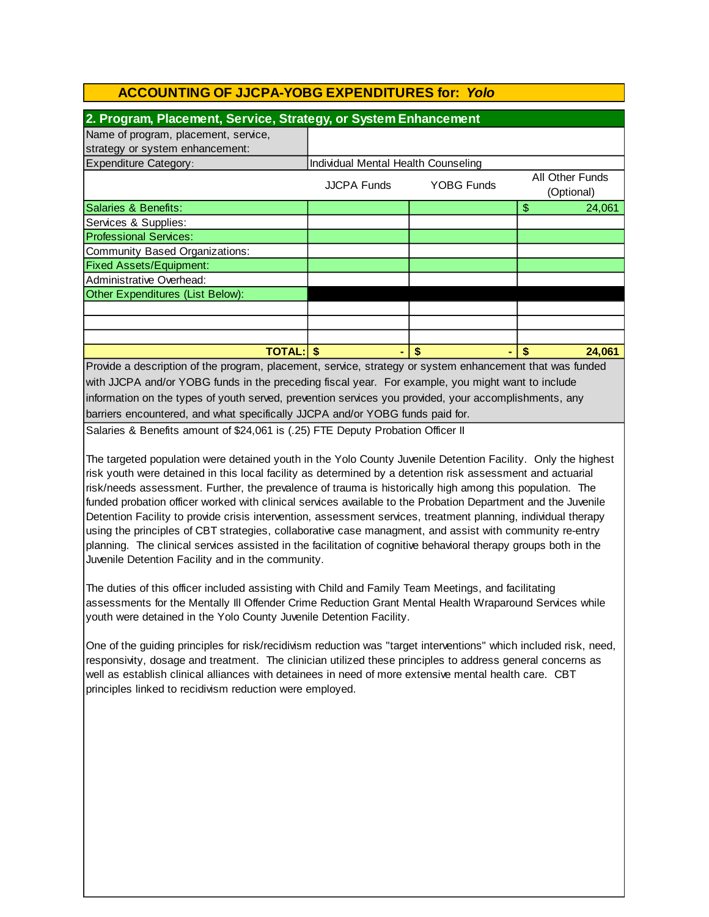## ACCOUNTING OF JJCPA-YOBG EXPENDITURES for: *Yolo*

### 2. Program, Placement, Service, Strategy, or System Enhancement

| Name of program, placement, service, strategy or system enhancement: | | | |
|---|---|---|---|
| Expenditure Category: | Individual Mental Health Counseling | | |
| | JJCPA Funds | YOBG Funds | All Other Funds (Optional) |
| Salaries & Benefits: | | | $ 24,061 |
| Services & Supplies: | | | |
| Professional Services: | | | |
| Community Based Organizations: | | | |
| Fixed Assets/Equipment: | | | |
| Administrative Overhead: | | | |
| Other Expenditures (List Below): | | | |
| | | | |
| | | | |
| | | | |
| **TOTAL:** | **$ -** | **$ -** | **$ 24,061** |

Provide a description of the program, placement, service, strategy or system enhancement that was funded with JJCPA and/or YOBG funds in the preceding fiscal year. For example, you might want to include information on the types of youth served, prevention services you provided, your accomplishments, any barriers encountered, and what specifically JJCPA and/or YOBG funds paid for.

Salaries & Benefits amount of $24,061 is (.25) FTE Deputy Probation Officer II

The targeted population were detained youth in the Yolo County Juvenile Detention Facility. Only the highest risk youth were detained in this local facility as determined by a detention risk assessment and actuarial risk/needs assessment. Further, the prevalence of trauma is historically high among this population. The funded probation officer worked with clinical services available to the Probation Department and the Juvenile Detention Facility to provide crisis intervention, assessment services, treatment planning, individual therapy using the principles of CBT strategies, collaborative case managment, and assist with community re-entry planning. The clinical services assisted in the facilitation of cognitive behavioral therapy groups both in the Juvenile Detention Facility and in the community.

The duties of this officer included assisting with Child and Family Team Meetings, and facilitating assessments for the Mentally Ill Offender Crime Reduction Grant Mental Health Wraparound Services while youth were detained in the Yolo County Juvenile Detention Facility.

One of the guiding principles for risk/recidivism reduction was "target interventions" which included risk, need, responsivity, dosage and treatment. The clinician utilized these principles to address general concerns as well as establish clinical alliances with detainees in need of more extensive mental health care. CBT principles linked to recidivism reduction were employed.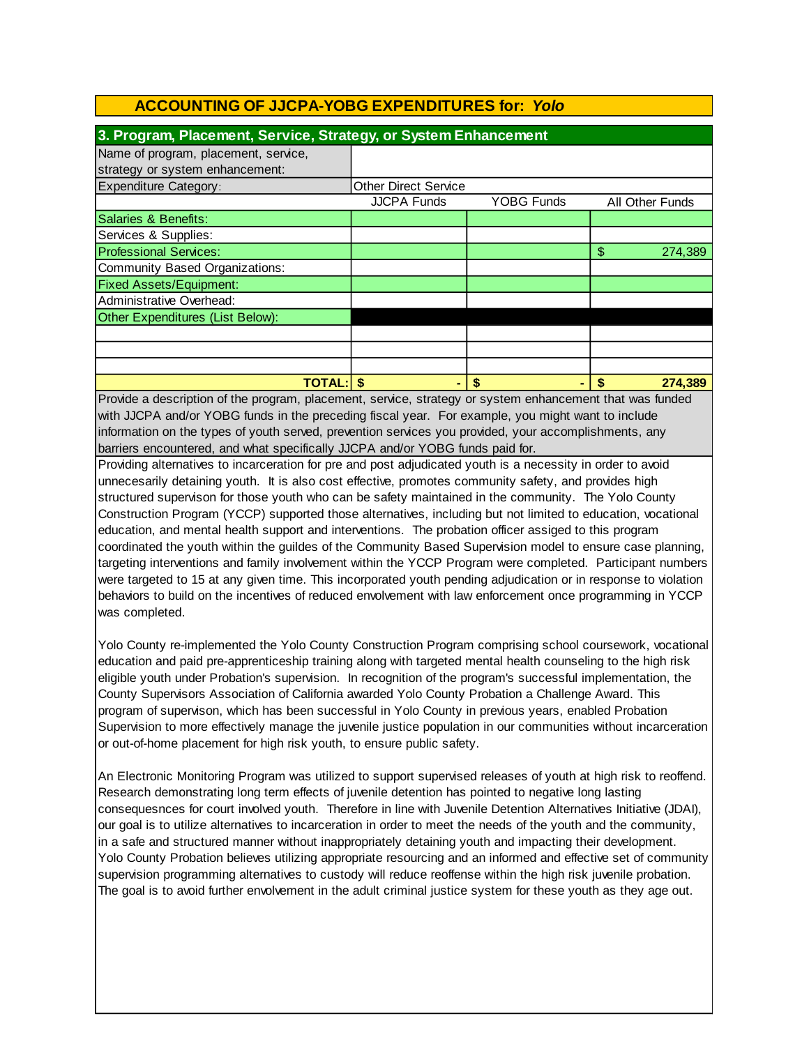## ACCOUNTING OF JJCPA-YOBG EXPENDITURES for: *Yolo*

### 3. Program, Placement, Service, Strategy, or System Enhancement

| Name of program, placement, service, strategy or system enhancement: | | | |
|---|---|---|---|
| Expenditure Category: | Other Direct Service | | |
| | JJCPA Funds | YOBG Funds | All Other Funds |
| Salaries & Benefits: | | | |
| Services & Supplies: | | | |
| Professional Services: | | | $ 274,389 |
| Community Based Organizations: | | | |
| Fixed Assets/Equipment: | | | |
| Administrative Overhead: | | | |
| Other Expenditures (List Below): | | | |
| | | | |
| | | | |
| | | | |
| **TOTAL:** | **$ -** | **$ -** | **$ 274,389** |

Provide a description of the program, placement, service, strategy or system enhancement that was funded with JJCPA and/or YOBG funds in the preceding fiscal year. For example, you might want to include information on the types of youth served, prevention services you provided, your accomplishments, any barriers encountered, and what specifically JJCPA and/or YOBG funds paid for.

Providing alternatives to incarceration for pre and post adjudicated youth is a necessity in order to avoid unnecesarily detaining youth. It is also cost effective, promotes community safety, and provides high structured supervison for those youth who can be safety maintained in the community. The Yolo County Construction Program (YCCP) supported those alternatives, including but not limited to education, vocational education, and mental health support and interventions. The probation officer assiged to this program coordinated the youth within the guildes of the Community Based Supervision model to ensure case planning, targeting interventions and family involvement within the YCCP Program were completed. Participant numbers were targeted to 15 at any given time. This incorporated youth pending adjudication or in response to violation behaviors to build on the incentives of reduced envolvement with law enforcement once programming in YCCP was completed.

Yolo County re-implemented the Yolo County Construction Program comprising school coursework, vocational education and paid pre-apprenticeship training along with targeted mental health counseling to the high risk eligible youth under Probation's supervision. In recognition of the program's successful implementation, the County Supervisors Association of California awarded Yolo County Probation a Challenge Award. This program of supervison, which has been successful in Yolo County in previous years, enabled Probation Supervision to more effectively manage the juvenile justice population in our communities without incarceration or out-of-home placement for high risk youth, to ensure public safety.

An Electronic Monitoring Program was utilized to support supervised releases of youth at high risk to reoffend. Research demonstrating long term effects of juvenile detention has pointed to negative long lasting consequesnces for court involved youth. Therefore in line with Juvenile Detention Alternatives Initiative (JDAI), our goal is to utilize alternatives to incarceration in order to meet the needs of the youth and the community, in a safe and structured manner without inappropriately detaining youth and impacting their development. Yolo County Probation believes utilizing appropriate resourcing and an informed and effective set of community supervision programming alternatives to custody will reduce reoffense within the high risk juvenile probation. The goal is to avoid further envolvement in the adult criminal justice system for these youth as they age out.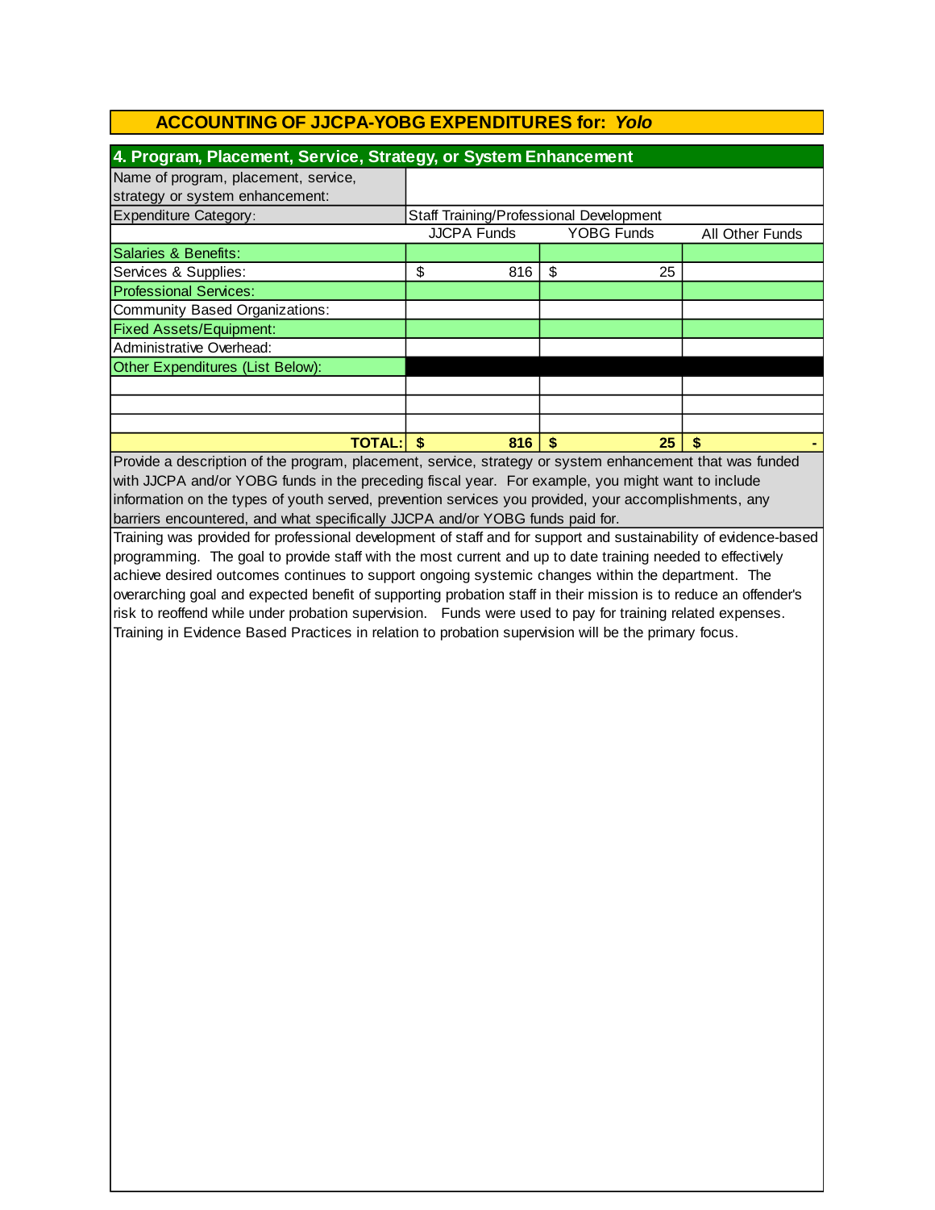# ACCOUNTING OF JJCPA-YOBG EXPENDITURES for: *Yolo*

## 4. Program, Placement, Service, Strategy, or System Enhancement

| Name of program, placement, service, strategy or system enhancement: | | | |
|---|---|---|---|
| Expenditure Category: | Staff Training/Professional Development | | |
| | JJCPA Funds | YOBG Funds | All Other Funds |
| Salaries & Benefits: | | | |
| Services & Supplies: | $ 816 | $ 25 | |
| Professional Services: | | | |
| Community Based Organizations: | | | |
| Fixed Assets/Equipment: | | | |
| Administrative Overhead: | | | |
| Other Expenditures (List Below): | | | |
| | | | |
| | | | |
| | | | |
| **TOTAL:** | **$ 816** | **$ 25** | **$ -** |

Provide a description of the program, placement, service, strategy or system enhancement that was funded with JJCPA and/or YOBG funds in the preceding fiscal year. For example, you might want to include information on the types of youth served, prevention services you provided, your accomplishments, any barriers encountered, and what specifically JJCPA and/or YOBG funds paid for.

Training was provided for professional development of staff and for support and sustainability of evidence-based programming. The goal to provide staff with the most current and up to date training needed to effectively achieve desired outcomes continues to support ongoing systemic changes within the department. The overarching goal and expected benefit of supporting probation staff in their mission is to reduce an offender's risk to reoffend while under probation supervision. Funds were used to pay for training related expenses. Training in Evidence Based Practices in relation to probation supervision will be the primary focus.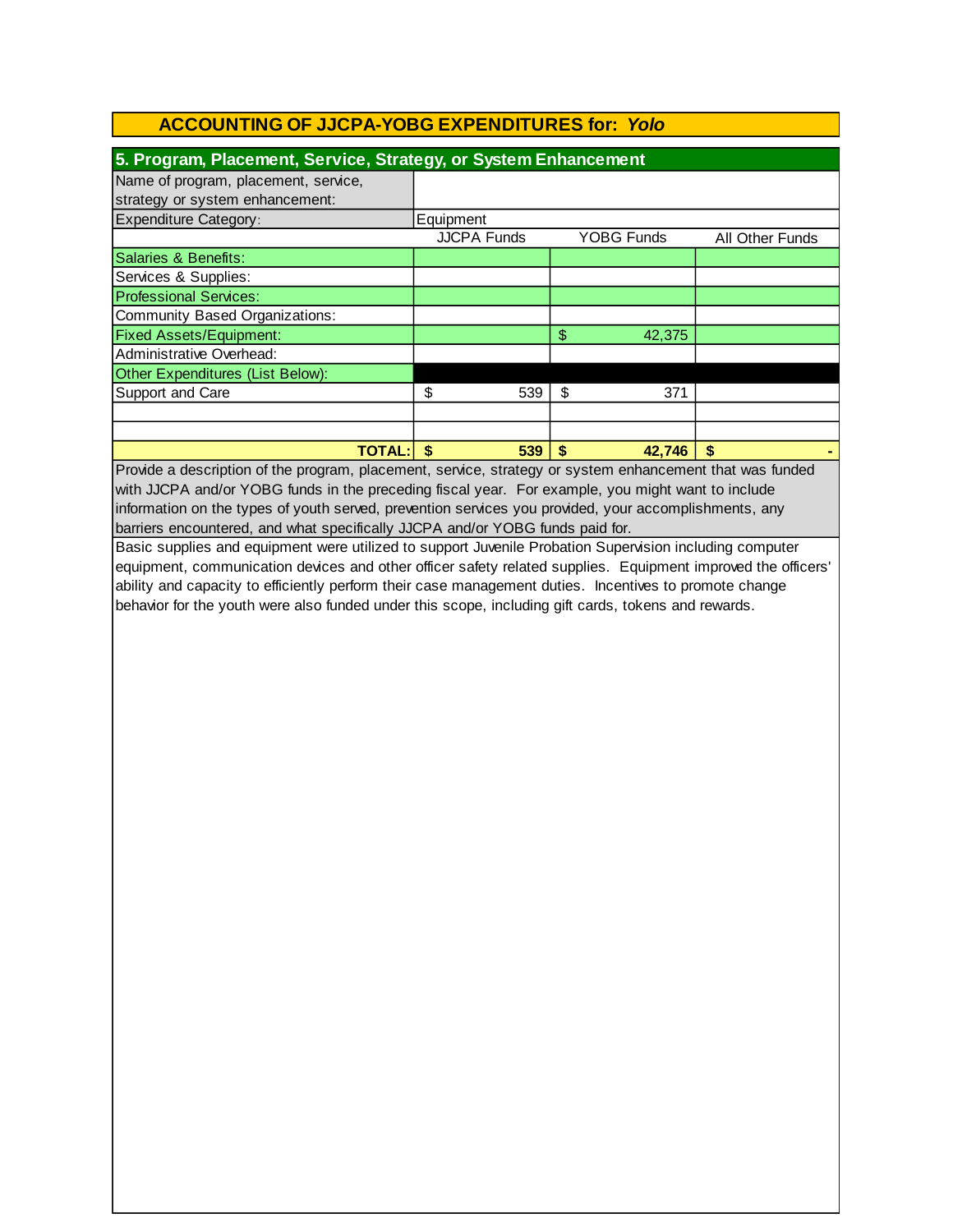## ACCOUNTING OF JJCPA-YOBG EXPENDITURES for: *Yolo*

### 5. Program, Placement, Service, Strategy, or System Enhancement

| Name of program, placement, service, strategy or system enhancement: | | | |
|---|---|---|---|
| Expenditure Category: | Equipment | | |
| | JJCPA Funds | YOBG Funds | All Other Funds |
| Salaries & Benefits: | | | |
| Services & Supplies: | | | |
| Professional Services: | | | |
| Community Based Organizations: | | | |
| Fixed Assets/Equipment: | | $ 42,375 | |
| Administrative Overhead: | | | |
| Other Expenditures (List Below): | | | |
| Support and Care | $ 539 | $ 371 | |
| | | | |
| | | | |
| **TOTAL:** | **$ 539** | **$ 42,746** | **$ -** |

Provide a description of the program, placement, service, strategy or system enhancement that was funded with JJCPA and/or YOBG funds in the preceding fiscal year. For example, you might want to include information on the types of youth served, prevention services you provided, your accomplishments, any barriers encountered, and what specifically JJCPA and/or YOBG funds paid for.

Basic supplies and equipment were utilized to support Juvenile Probation Supervision including computer equipment, communication devices and other officer safety related supplies. Equipment improved the officers' ability and capacity to efficiently perform their case management duties. Incentives to promote change behavior for the youth were also funded under this scope, including gift cards, tokens and rewards.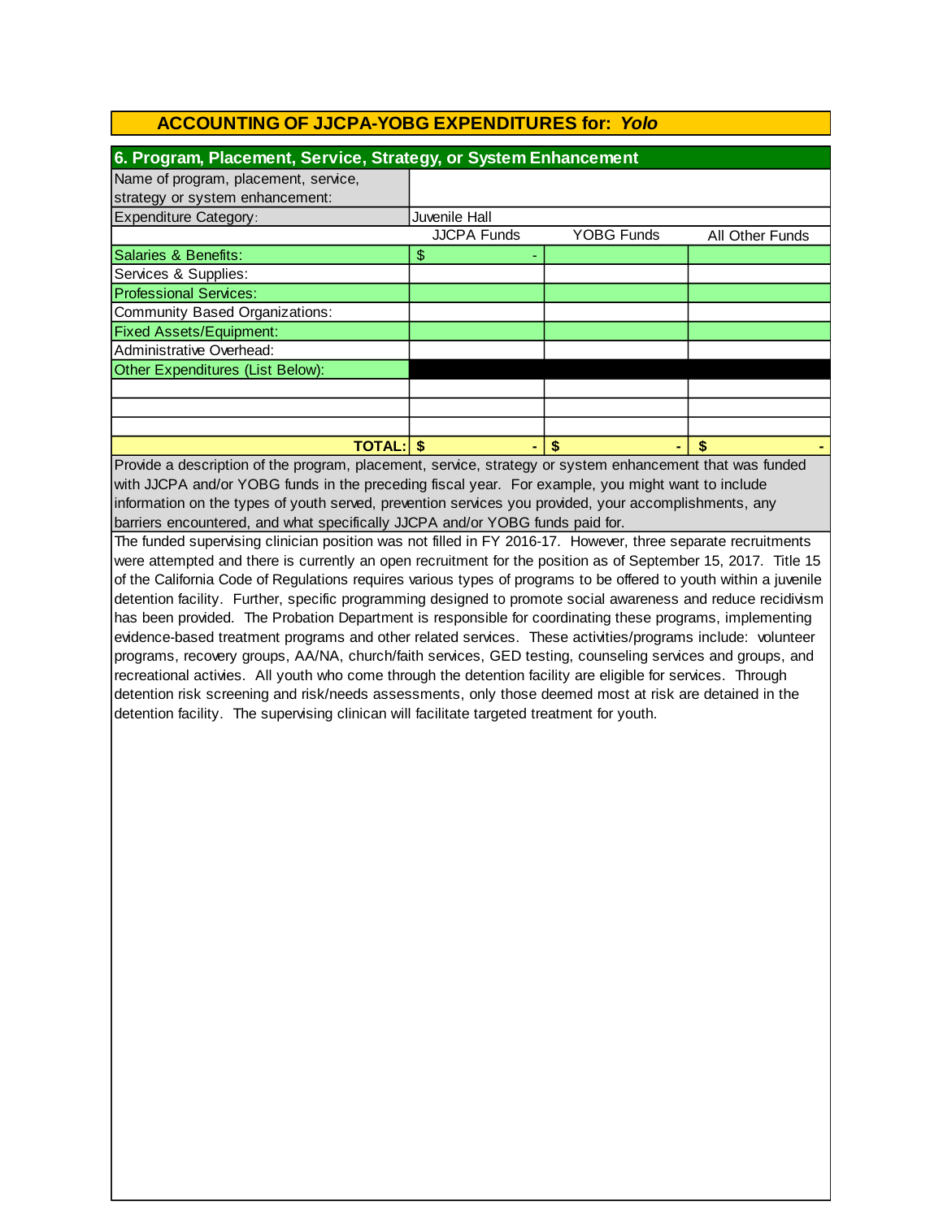## ACCOUNTING OF JJCPA-YOBG EXPENDITURES for: *Yolo*

### 6. Program, Placement, Service, Strategy, or System Enhancement

| | | | |
|---|---|---|---|
| Name of program, placement, service, strategy or system enhancement: | | | |
| Expenditure Category: | Juvenile Hall | | |
| | JJCPA Funds | YOBG Funds | All Other Funds |
| Salaries & Benefits: | $ - | | |
| Services & Supplies: | | | |
| Professional Services: | | | |
| Community Based Organizations: | | | |
| Fixed Assets/Equipment: | | | |
| Administrative Overhead: | | | |
| Other Expenditures (List Below): | | | |
| | | | |
| | | | |
| | | | |
| **TOTAL:** | **$ -** | **$ -** | **$ -** |

Provide a description of the program, placement, service, strategy or system enhancement that was funded with JJCPA and/or YOBG funds in the preceding fiscal year. For example, you might want to include information on the types of youth served, prevention services you provided, your accomplishments, any barriers encountered, and what specifically JJCPA and/or YOBG funds paid for.

The funded supervising clinician position was not filled in FY 2016-17. However, three separate recruitments were attempted and there is currently an open recruitment for the position as of September 15, 2017. Title 15 of the California Code of Regulations requires various types of programs to be offered to youth within a juvenile detention facility. Further, specific programming designed to promote social awareness and reduce recidivism has been provided. The Probation Department is responsible for coordinating these programs, implementing evidence-based treatment programs and other related services. These activities/programs include: volunteer programs, recovery groups, AA/NA, church/faith services, GED testing, counseling services and groups, and recreational activies. All youth who come through the detention facility are eligible for services. Through detention risk screening and risk/needs assessments, only those deemed most at risk are detained in the detention facility. The supervising clinican will facilitate targeted treatment for youth.